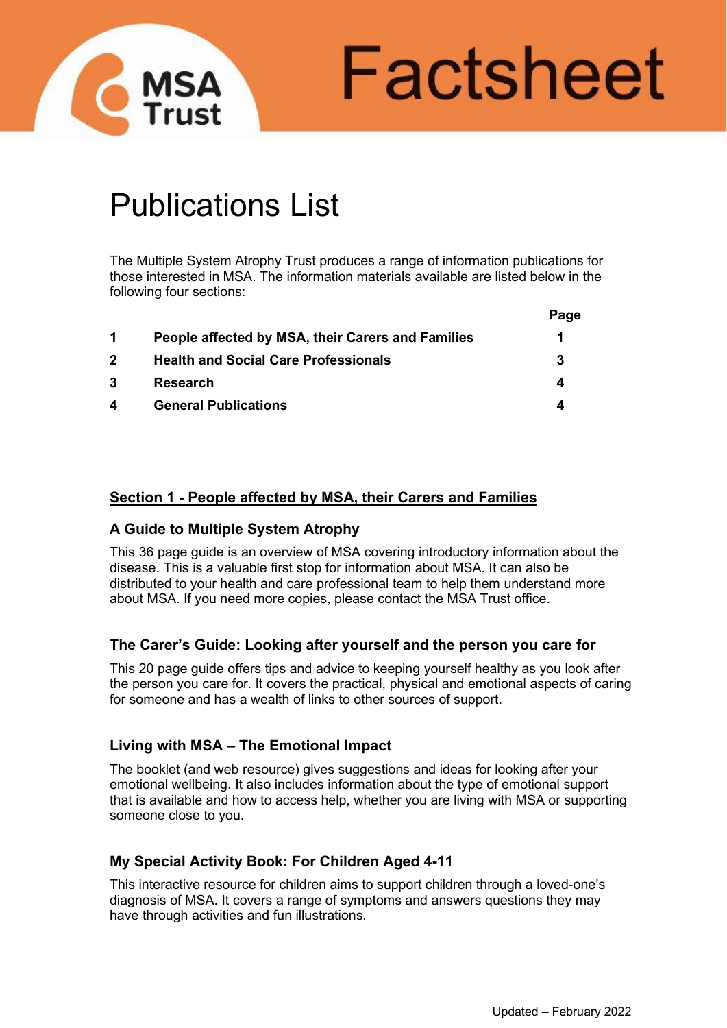# Factsheet

## Publications List

The Multiple System Atrophy Trust produces a range of information publications for those interested in MSA. The information materials available are listed below in the following four sections:

| | | Page |
|---|---|---|
| **1** | **People affected by MSA, their Carers and Families** | **1** |
| **2** | **Health and Social Care Professionals** | **3** |
| **3** | **Research** | **4** |
| **4** | **General Publications** | **4** |

### Section 1 - People affected by MSA, their Carers and Families

#### A Guide to Multiple System Atrophy

This 36 page guide is an overview of MSA covering introductory information about the disease. This is a valuable first stop for information about MSA. It can also be distributed to your health and care professional team to help them understand more about MSA. If you need more copies, please contact the MSA Trust office.

#### The Carer's Guide: Looking after yourself and the person you care for

This 20 page guide offers tips and advice to keeping yourself healthy as you look after the person you care for. It covers the practical, physical and emotional aspects of caring for someone and has a wealth of links to other sources of support.

#### Living with MSA – The Emotional Impact

The booklet (and web resource) gives suggestions and ideas for looking after your emotional wellbeing. It also includes information about the type of emotional support that is available and how to access help, whether you are living with MSA or supporting someone close to you.

#### My Special Activity Book: For Children Aged 4-11

This interactive resource for children aims to support children through a loved-one's diagnosis of MSA. It covers a range of symptoms and answers questions they may have through activities and fun illustrations.

Updated – February 2022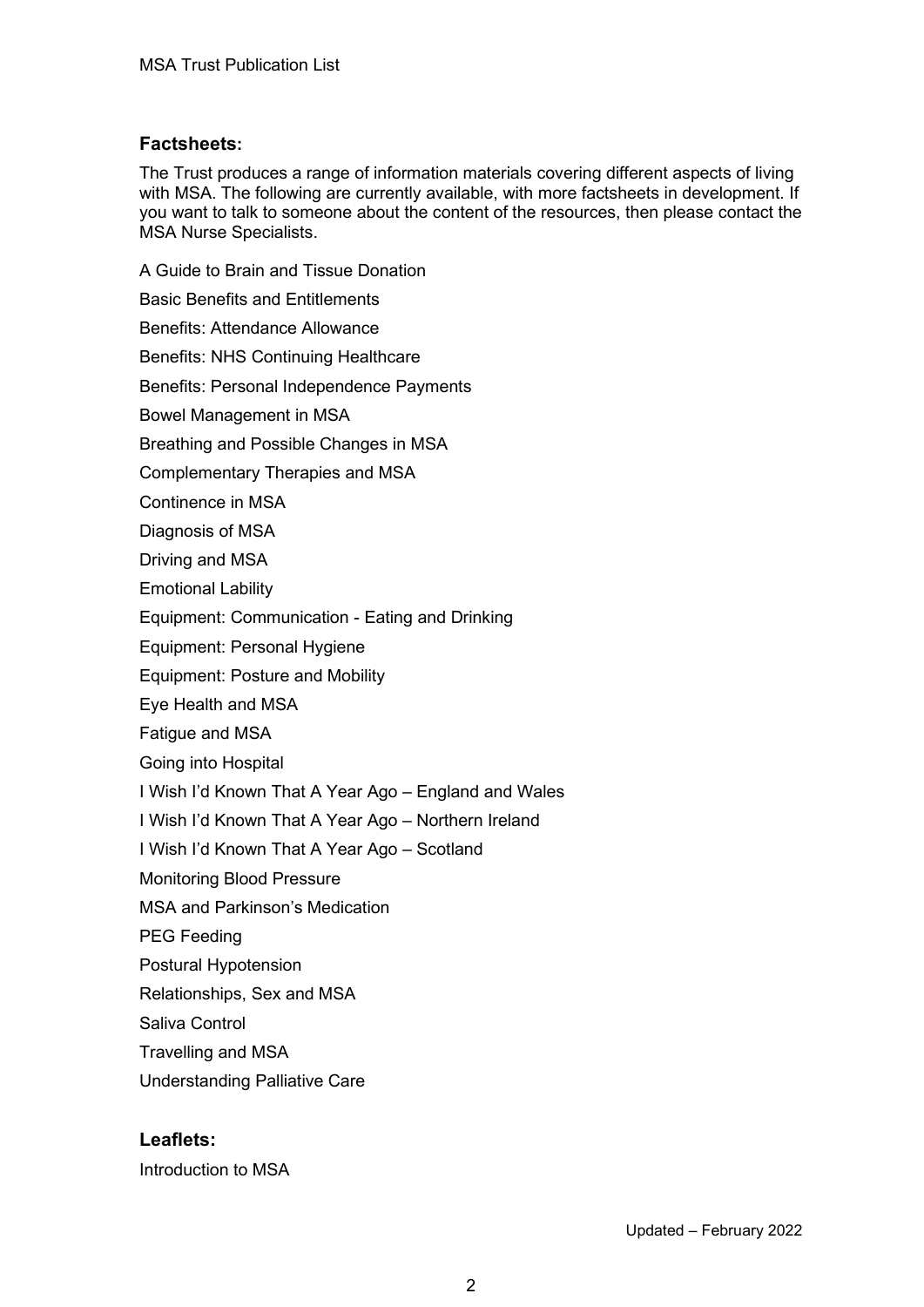## Factsheets:

The Trust produces a range of information materials covering different aspects of living with MSA. The following are currently available, with more factsheets in development. If you want to talk to someone about the content of the resources, then please contact the MSA Nurse Specialists.

A Guide to Brain and Tissue Donation

Basic Benefits and Entitlements

Benefits: Attendance Allowance

Benefits: NHS Continuing Healthcare

Benefits: Personal Independence Payments

Bowel Management in MSA

Breathing and Possible Changes in MSA

Complementary Therapies and MSA

Continence in MSA

Diagnosis of MSA

Driving and MSA

Emotional Lability

Equipment: Communication - Eating and Drinking

Equipment: Personal Hygiene

Equipment: Posture and Mobility

Eye Health and MSA

Fatigue and MSA

Going into Hospital

I Wish I'd Known That A Year Ago – England and Wales

I Wish I'd Known That A Year Ago – Northern Ireland

I Wish I'd Known That A Year Ago – Scotland

Monitoring Blood Pressure

MSA and Parkinson's Medication

PEG Feeding

Postural Hypotension

Relationships, Sex and MSA

Saliva Control

Travelling and MSA

Understanding Palliative Care

## Leaflets:

Introduction to MSA

Updated – February 2022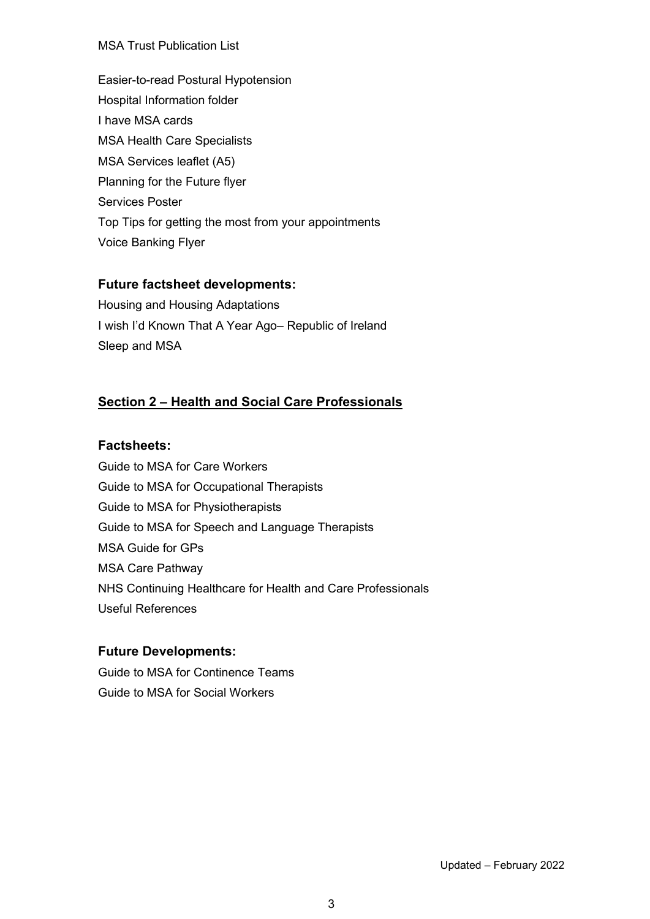Easier-to-read Postural Hypotension
Hospital Information folder
I have MSA cards
MSA Health Care Specialists
MSA Services leaflet (A5)
Planning for the Future flyer
Services Poster
Top Tips for getting the most from your appointments
Voice Banking Flyer

### Future factsheet developments:

Housing and Housing Adaptations
I wish I'd Known That A Year Ago– Republic of Ireland
Sleep and MSA

## Section 2 – Health and Social Care Professionals

### Factsheets:

Guide to MSA for Care Workers
Guide to MSA for Occupational Therapists
Guide to MSA for Physiotherapists
Guide to MSA for Speech and Language Therapists
MSA Guide for GPs
MSA Care Pathway
NHS Continuing Healthcare for Health and Care Professionals
Useful References

### Future Developments:

Guide to MSA for Continence Teams
Guide to MSA for Social Workers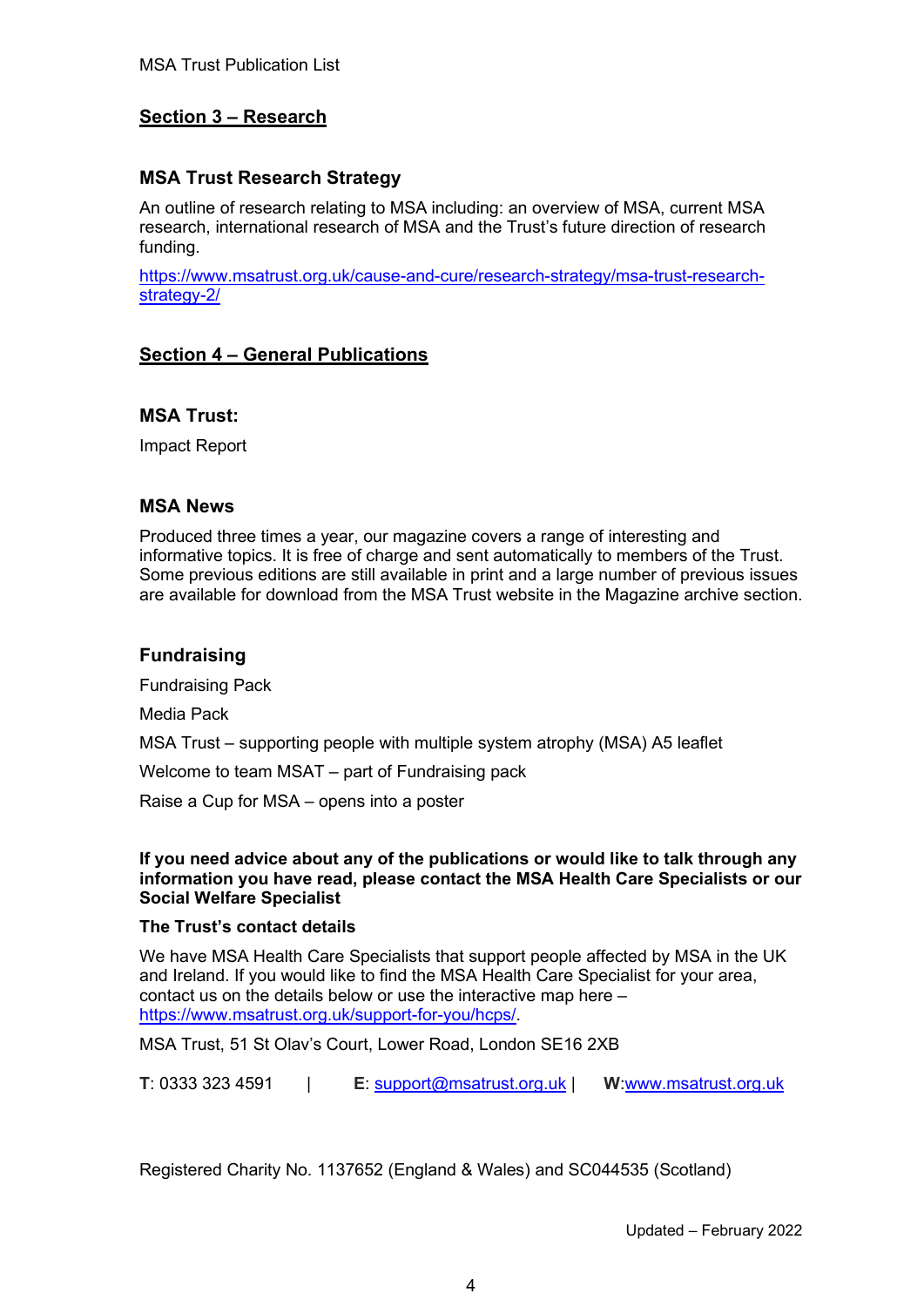## Section 3 – Research

### MSA Trust Research Strategy

An outline of research relating to MSA including: an overview of MSA, current MSA research, international research of MSA and the Trust's future direction of research funding.

https://www.msatrust.org.uk/cause-and-cure/research-strategy/msa-trust-research-strategy-2/

## Section 4 – General Publications

### MSA Trust:

Impact Report

### MSA News

Produced three times a year, our magazine covers a range of interesting and informative topics. It is free of charge and sent automatically to members of the Trust. Some previous editions are still available in print and a large number of previous issues are available for download from the MSA Trust website in the Magazine archive section.

### Fundraising

Fundraising Pack

Media Pack

MSA Trust – supporting people with multiple system atrophy (MSA) A5 leaflet

Welcome to team MSAT – part of Fundraising pack

Raise a Cup for MSA – opens into a poster

**If you need advice about any of the publications or would like to talk through any information you have read, please contact the MSA Health Care Specialists or our Social Welfare Specialist**

**The Trust's contact details**

We have MSA Health Care Specialists that support people affected by MSA in the UK and Ireland. If you would like to find the MSA Health Care Specialist for your area, contact us on the details below or use the interactive map here – https://www.msatrust.org.uk/support-for-you/hcps/.

MSA Trust, 51 St Olav's Court, Lower Road, London SE16 2XB

**T**: 0333 323 4591 | **E**: support@msatrust.org.uk | **W**:www.msatrust.org.uk

Registered Charity No. 1137652 (England & Wales) and SC044535 (Scotland)

Updated – February 2022